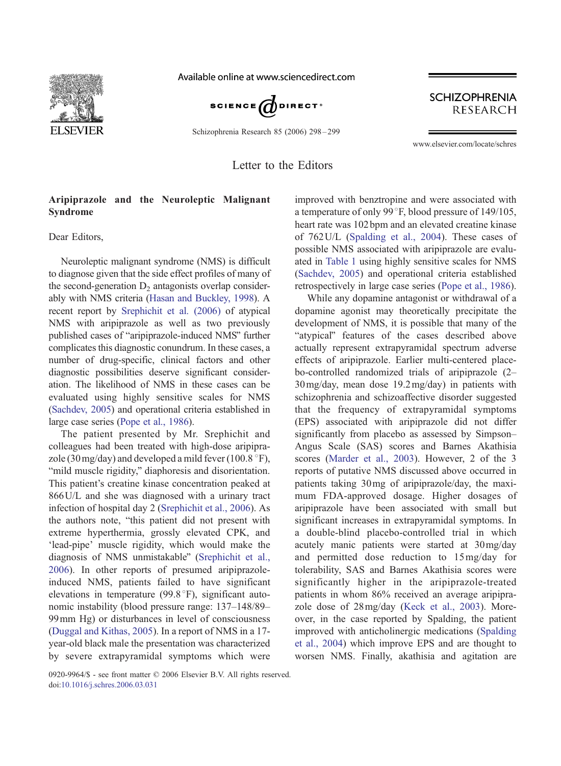Letter to the Editors

## Aripiprazole and the Neuroleptic Malignant Syndrome

Dear Editors,

Neuroleptic malignant syndrome (NMS) is difficult to diagnose given that the side effect profiles of many of the second-generation $D_2$ antagonists overlap considerably with NMS criteria (Hasan and Buckley, 1998). A recent report by Srephichit et al. (2006) of atypical NMS with aripiprazole as well as two previously published cases of "aripiprazole-induced NMS" further complicates this diagnostic conundrum. In these cases, a number of drug-specific, clinical factors and other diagnostic possibilities deserve significant consideration. The likelihood of NMS in these cases can be evaluated using highly sensitive scales for NMS (Sachdev, 2005) and operational criteria established in large case series (Pope et al., 1986).

The patient presented by Mr. Srephichit and colleagues had been treated with high-dose aripiprazole (30 mg/day) and developed a mild fever (100.8 °F), "mild muscle rigidity," diaphoresis and disorientation. This patient's creatine kinase concentration peaked at 866 U/L and she was diagnosed with a urinary tract infection of hospital day 2 (Srephichit et al., 2006). As the authors note, "this patient did not present with extreme hyperthermia, grossly elevated CPK, and 'lead-pipe' muscle rigidity, which would make the diagnosis of NMS unmistakable" (Srephichit et al., 2006). In other reports of presumed aripiprazole-induced NMS, patients failed to have significant elevations in temperature (99.8 °F), significant autonomic instability (blood pressure range: 137–148/89–99 mm Hg) or disturbances in level of consciousness (Duggal and Kithas, 2005). In a report of NMS in a 17-year-old black male the presentation was characterized by severe extrapyramidal symptoms which were improved with benztropine and were associated with a temperature of only 99 °F, blood pressure of 149/105, heart rate was 102 bpm and an elevated creatine kinase of 762 U/L (Spalding et al., 2004). These cases of possible NMS associated with aripiprazole are evaluated in Table 1 using highly sensitive scales for NMS (Sachdev, 2005) and operational criteria established retrospectively in large case series (Pope et al., 1986).

While any dopamine antagonist or withdrawal of a dopamine agonist may theoretically precipitate the development of NMS, it is possible that many of the "atypical" features of the cases described above actually represent extrapyramidal spectrum adverse effects of aripiprazole. Earlier multi-centered placebo-controlled randomized trials of aripiprazole (2–30 mg/day, mean dose 19.2 mg/day) in patients with schizophrenia and schizoaffective disorder suggested that the frequency of extrapyramidal symptoms (EPS) associated with aripiprazole did not differ significantly from placebo as assessed by Simpson–Angus Scale (SAS) scores and Barnes Akathisia scores (Marder et al., 2003). However, 2 of the 3 reports of putative NMS discussed above occurred in patients taking 30 mg of aripiprazole/day, the maximum FDA-approved dosage. Higher dosages of aripiprazole have been associated with small but significant increases in extrapyramidal symptoms. In a double-blind placebo-controlled trial in which acutely manic patients were started at 30 mg/day and permitted dose reduction to 15 mg/day for tolerability, SAS and Barnes Akathisia scores were significantly higher in the aripiprazole-treated patients in whom 86% received an average aripiprazole dose of 28 mg/day (Keck et al., 2003). Moreover, in the case reported by Spalding, the patient improved with anticholinergic medications (Spalding et al., 2004) which improve EPS and are thought to worsen NMS. Finally, akathisia and agitation are

0920-9964/$ - see front matter © 2006 Elsevier B.V. All rights reserved.
doi:10.1016/j.schres.2006.03.031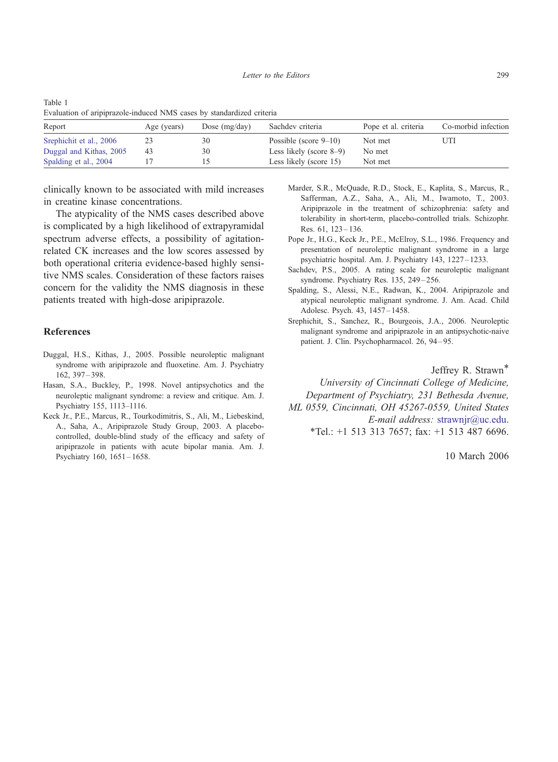Table 1
Evaluation of aripiprazole-induced NMS cases by standardized criteria

| Report | Age (years) | Dose (mg/day) | Sachdev criteria | Pope et al. criteria | Co-morbid infection |
|---|---|---|---|---|---|
| Srephichit et al., 2006 | 23 | 30 | Possible (score 9–10) | Not met | UTI |
| Duggal and Kithas, 2005 | 43 | 30 | Less likely (score 8–9) | No met | |
| Spalding et al., 2004 | 17 | 15 | Less likely (score 15) | Not met | |

clinically known to be associated with mild increases in creatine kinase concentrations.

The atypicality of the NMS cases described above is complicated by a high likelihood of extrapyramidal spectrum adverse effects, a possibility of agitation-related CK increases and the low scores assessed by both operational criteria evidence-based highly sensitive NMS scales. Consideration of these factors raises concern for the validity the NMS diagnosis in these patients treated with high-dose aripiprazole.

## References

Duggal, H.S., Kithas, J., 2005. Possible neuroleptic malignant syndrome with aripiprazole and fluoxetine. Am. J. Psychiatry 162, 397–398.

Hasan, S.A., Buckley, P., 1998. Novel antipsychotics and the neuroleptic malignant syndrome: a review and critique. Am. J. Psychiatry 155, 1113–1116.

Keck Jr., P.E., Marcus, R., Tourkodimitris, S., Ali, M., Liebeskind, A., Saha, A., Aripiprazole Study Group, 2003. A placebo-controlled, double-blind study of the efficacy and safety of aripiprazole in patients with acute bipolar mania. Am. J. Psychiatry 160, 1651–1658.

Marder, S.R., McQuade, R.D., Stock, E., Kaplita, S., Marcus, R., Safferman, A.Z., Saha, A., Ali, M., Iwamoto, T., 2003. Aripiprazole in the treatment of schizophrenia: safety and tolerability in short-term, placebo-controlled trials. Schizophr. Res. 61, 123–136.

Pope Jr., H.G., Keck Jr., P.E., McElroy, S.L., 1986. Frequency and presentation of neuroleptic malignant syndrome in a large psychiatric hospital. Am. J. Psychiatry 143, 1227–1233.

Sachdev, P.S., 2005. A rating scale for neuroleptic malignant syndrome. Psychiatry Res. 135, 249–256.

Spalding, S., Alessi, N.E., Radwan, K., 2004. Aripiprazole and atypical neuroleptic malignant syndrome. J. Am. Acad. Child Adolesc. Psych. 43, 1457–1458.

Srephichit, S., Sanchez, R., Bourgeois, J.A., 2006. Neuroleptic malignant syndrome and aripiprazole in an antipsychotic-naive patient. J. Clin. Psychopharmacol. 26, 94–95.

Jeffrey R. Strawn*
*University of Cincinnati College of Medicine, Department of Psychiatry, 231 Bethesda Avenue, ML 0559, Cincinnati, OH 45267-0559, United States*
*E-mail address:* strawnjr@uc.edu.
*Tel.: +1 513 313 7657; fax: +1 513 487 6696.

10 March 2006